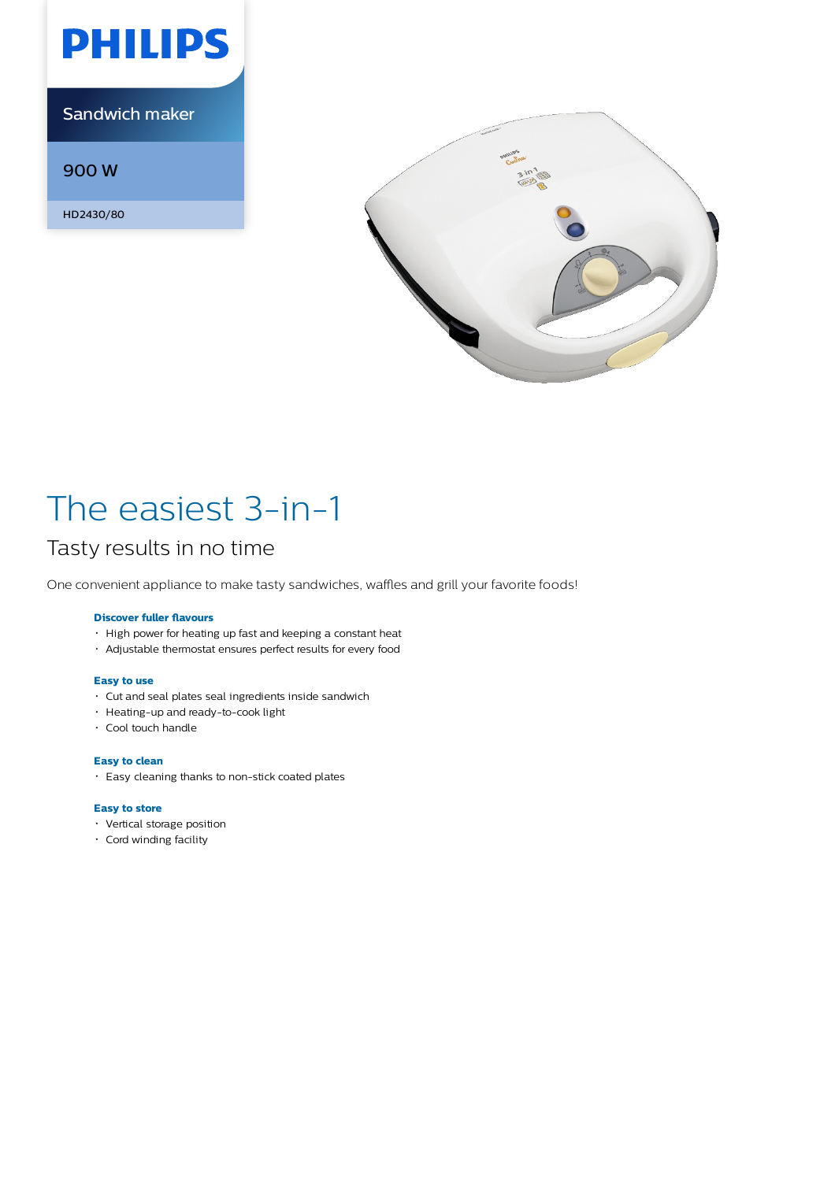PHILIPS

Sandwich maker

900 W

HD2430/80

# The easiest 3-in-1

## Tasty results in no time

One convenient appliance to make tasty sandwiches, waffles and grill your favorite foods!

**Discover fuller flavours**

- High power for heating up fast and keeping a constant heat
- Adjustable thermostat ensures perfect results for every food

**Easy to use**

- Cut and seal plates seal ingredients inside sandwich
- Heating-up and ready-to-cook light
- Cool touch handle

**Easy to clean**

- Easy cleaning thanks to non-stick coated plates

**Easy to store**

- Vertical storage position
- Cord winding facility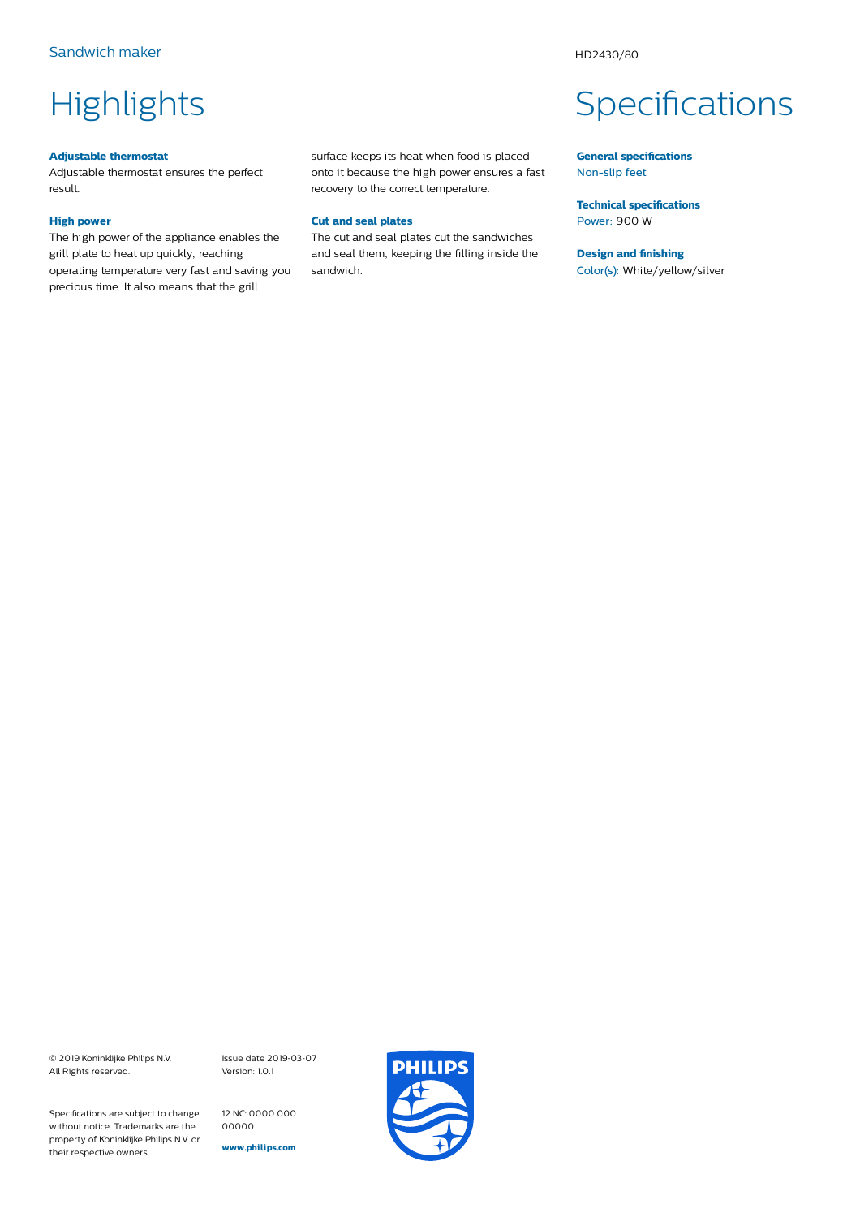# Highlights

### Adjustable thermostat

Adjustable thermostat ensures the perfect result.

### High power

The high power of the appliance enables the grill plate to heat up quickly, reaching operating temperature very fast and saving you precious time. It also means that the grill surface keeps its heat when food is placed onto it because the high power ensures a fast recovery to the correct temperature.

### Cut and seal plates

The cut and seal plates cut the sandwiches and seal them, keeping the filling inside the sandwich.

# Specifications

### General specifications

- Non-slip feet

### Technical specifications

- Power: 900 W

### Design and finishing

- Color(s): White/yellow/silver

© 2019 Koninklijke Philips N.V.
All Rights reserved.

Specifications are subject to change without notice. Trademarks are the property of Koninklijke Philips N.V. or their respective owners.

Issue date 2019-03-07
Version: 1.0.1

12 NC: 0000 000 00000

**www.philips.com**